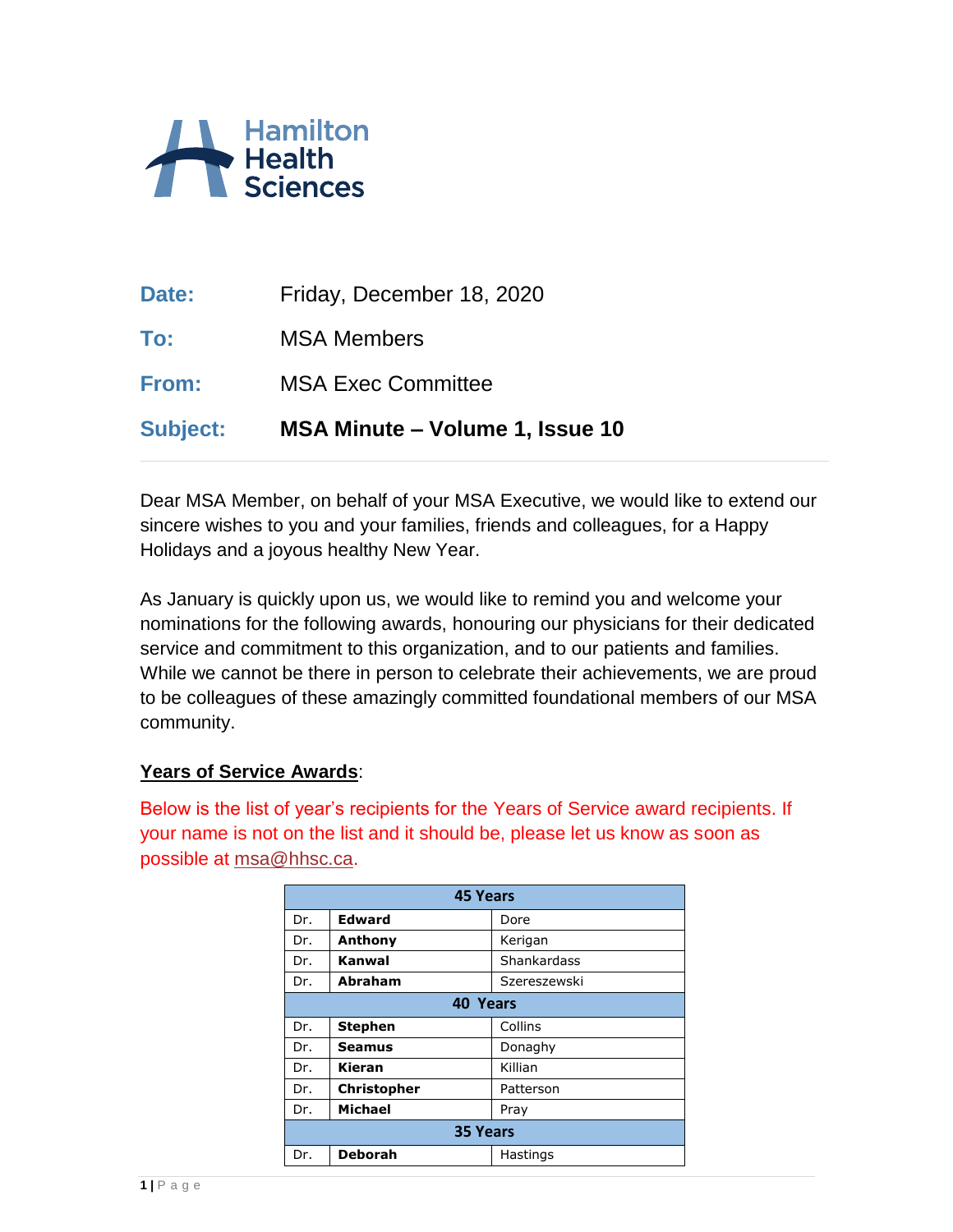Hamilton Health Sciences

**Date:** Friday, December 18, 2020

**To:** MSA Members

**From:** MSA Exec Committee

**Subject:** **MSA Minute – Volume 1, Issue 10**

---

Dear MSA Member, on behalf of your MSA Executive, we would like to extend our sincere wishes to you and your families, friends and colleagues, for a Happy Holidays and a joyous healthy New Year.

As January is quickly upon us, we would like to remind you and welcome your nominations for the following awards, honouring our physicians for their dedicated service and commitment to this organization, and to our patients and families. While we cannot be there in person to celebrate their achievements, we are proud to be colleagues of these amazingly committed foundational members of our MSA community.

**Years of Service Awards**:

Below is the list of year's recipients for the Years of Service award recipients. If your name is not on the list and it should be, please let us know as soon as possible at msa@hhsc.ca.

| 45 Years | | |
|---|---|---|
| Dr. | **Edward** | Dore |
| Dr. | **Anthony** | Kerigan |
| Dr. | **Kanwal** | Shankardass |
| Dr. | **Abraham** | Szereszewski |
| **40 Years** | | |
| Dr. | **Stephen** | Collins |
| Dr. | **Seamus** | Donaghy |
| Dr. | **Kieran** | Killian |
| Dr. | **Christopher** | Patterson |
| Dr. | **Michael** | Pray |
| **35 Years** | | |
| Dr. | **Deborah** | Hastings |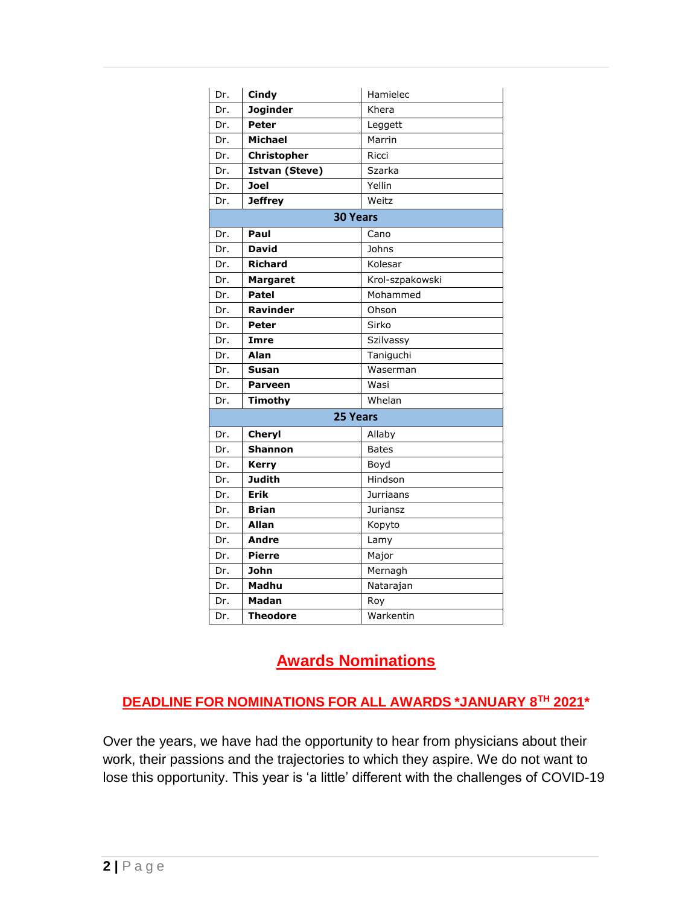| | | |
|---|---|---|
| Dr. | **Cindy** | Hamielec |
| Dr. | **Joginder** | Khera |
| Dr. | **Peter** | Leggett |
| Dr. | **Michael** | Marrin |
| Dr. | **Christopher** | Ricci |
| Dr. | **Istvan (Steve)** | Szarka |
| Dr. | **Joel** | Yellin |
| Dr. | **Jeffrey** | Weitz |
| **30 Years** | | |
| Dr. | **Paul** | Cano |
| Dr. | **David** | Johns |
| Dr. | **Richard** | Kolesar |
| Dr. | **Margaret** | Krol-szpakowski |
| Dr. | **Patel** | Mohammed |
| Dr. | **Ravinder** | Ohson |
| Dr. | **Peter** | Sirko |
| Dr. | **Imre** | Szilvassy |
| Dr. | **Alan** | Taniguchi |
| Dr. | **Susan** | Waserman |
| Dr. | **Parveen** | Wasi |
| Dr. | **Timothy** | Whelan |
| **25 Years** | | |
| Dr. | **Cheryl** | Allaby |
| Dr. | **Shannon** | Bates |
| Dr. | **Kerry** | Boyd |
| Dr. | **Judith** | Hindson |
| Dr. | **Erik** | Jurriaans |
| Dr. | **Brian** | Juriansz |
| Dr. | **Allan** | Kopyto |
| Dr. | **Andre** | Lamy |
| Dr. | **Pierre** | Major |
| Dr. | **John** | Mernagh |
| Dr. | **Madhu** | Natarajan |
| Dr. | **Madan** | Roy |
| Dr. | **Theodore** | Warkentin |

## Awards Nominations

**DEADLINE FOR NOMINATIONS FOR ALL AWARDS *JANUARY 8TH 2021***

Over the years, we have had the opportunity to hear from physicians about their work, their passions and the trajectories to which they aspire. We do not want to lose this opportunity. This year is 'a little' different with the challenges of COVID-19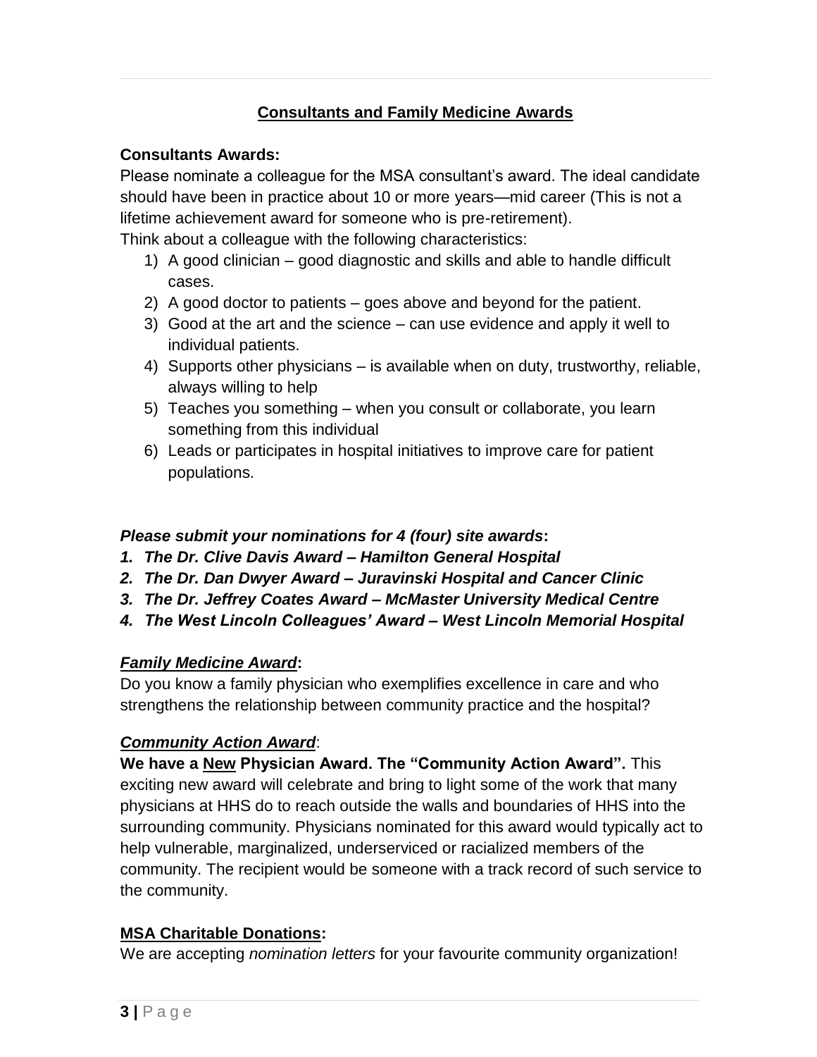## Consultants and Family Medicine Awards

**Consultants Awards:**

Please nominate a colleague for the MSA consultant's award. The ideal candidate should have been in practice about 10 or more years—mid career (This is not a lifetime achievement award for someone who is pre-retirement).

Think about a colleague with the following characteristics:

1) A good clinician – good diagnostic and skills and able to handle difficult cases.
2) A good doctor to patients – goes above and beyond for the patient.
3) Good at the art and the science – can use evidence and apply it well to individual patients.
4) Supports other physicians – is available when on duty, trustworthy, reliable, always willing to help
5) Teaches you something – when you consult or collaborate, you learn something from this individual
6) Leads or participates in hospital initiatives to improve care for patient populations.

***Please submit your nominations for 4 (four) site awards*:**

1. ***The Dr. Clive Davis Award – Hamilton General Hospital***
2. ***The Dr. Dan Dwyer Award – Juravinski Hospital and Cancer Clinic***
3. ***The Dr. Jeffrey Coates Award – McMaster University Medical Centre***
4. ***The West Lincoln Colleagues' Award – West Lincoln Memorial Hospital***

***Family Medicine Award*:**

Do you know a family physician who exemplifies excellence in care and who strengthens the relationship between community practice and the hospital?

***Community Action Award***:

**We have a New Physician Award. The "Community Action Award".** This exciting new award will celebrate and bring to light some of the work that many physicians at HHS do to reach outside the walls and boundaries of HHS into the surrounding community. Physicians nominated for this award would typically act to help vulnerable, marginalized, underserviced or racialized members of the community. The recipient would be someone with a track record of such service to the community.

**MSA Charitable Donations:**

We are accepting *nomination letters* for your favourite community organization!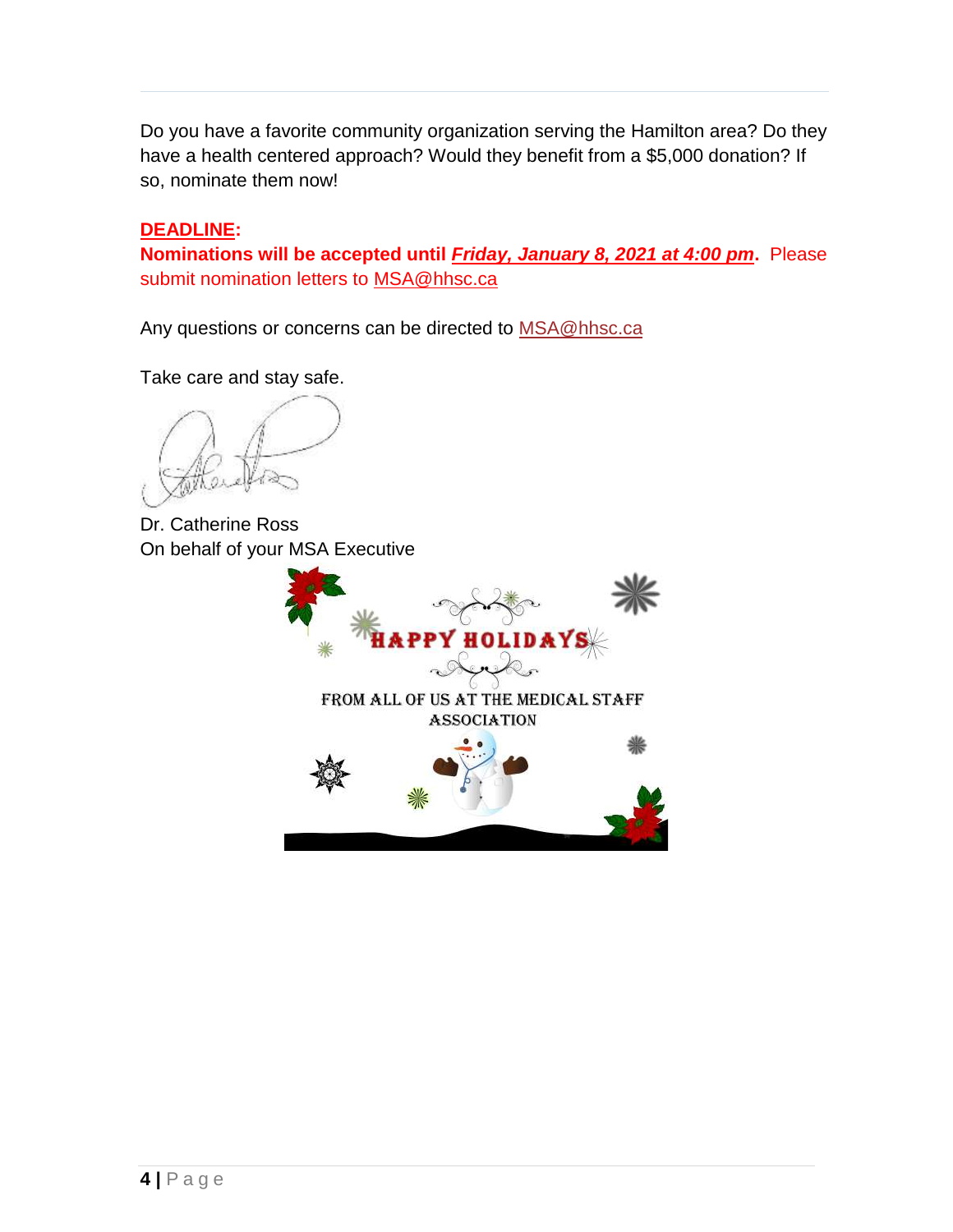Do you have a favorite community organization serving the Hamilton area? Do they have a health centered approach? Would they benefit from a $5,000 donation? If so, nominate them now!

**DEADLINE:**
**Nominations will be accepted until *Friday, January 8, 2021 at 4:00 pm*.** Please submit nomination letters to MSA@hhsc.ca

Any questions or concerns can be directed to MSA@hhsc.ca

Take care and stay safe.

Dr. Catherine Ross
On behalf of your MSA Executive

HAPPY HOLIDAYS

FROM ALL OF US AT THE MEDICAL STAFF ASSOCIATION